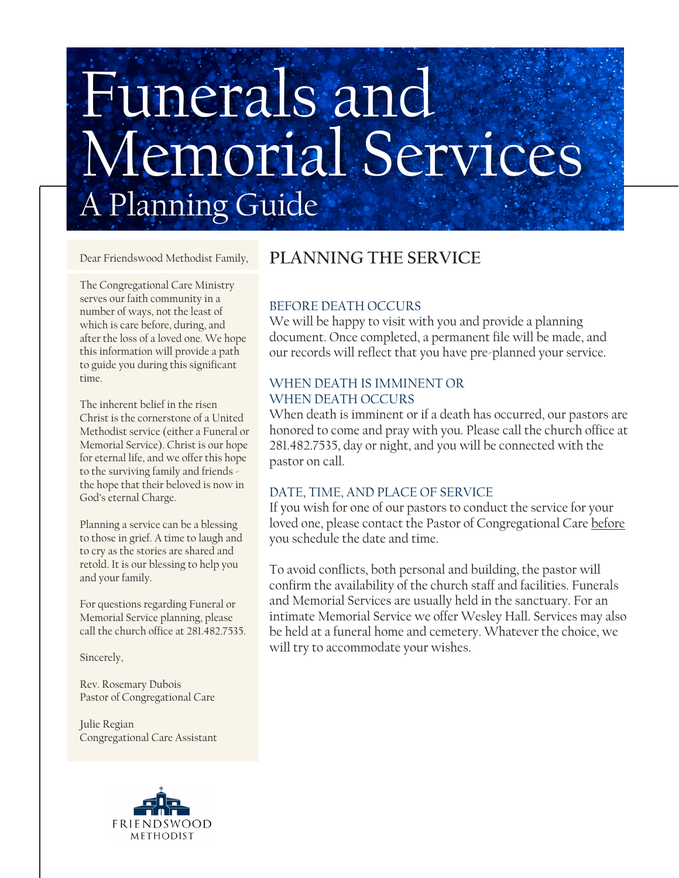# Funerals and Memorial Services

## A Planning Guide

Dear Friendswood Methodist Family,

The Congregational Care Ministry serves our faith community in a number of ways, not the least of which is care before, during, and after the loss of a loved one. We hope this information will provide a path to guide you during this significant time.

The inherent belief in the risen Christ is the cornerstone of a United Methodist service (either a Funeral or Memorial Service). Christ is our hope for eternal life, and we offer this hope to the surviving family and friends - the hope that their beloved is now in God's eternal Charge.

Planning a service can be a blessing to those in grief. A time to laugh and to cry as the stories are shared and retold. It is our blessing to help you and your family.

For questions regarding Funeral or Memorial Service planning, please call the church office at 281.482.7535.

Sincerely,

Rev. Rosemary Dubois
Pastor of Congregational Care

Julie Regian
Congregational Care Assistant

FRIENDSWOOD METHODIST

## PLANNING THE SERVICE

### BEFORE DEATH OCCURS

We will be happy to visit with you and provide a planning document. Once completed, a permanent file will be made, and our records will reflect that you have pre-planned your service.

### WHEN DEATH IS IMMINENT OR WHEN DEATH OCCURS

When death is imminent or if a death has occurred, our pastors are honored to come and pray with you. Please call the church office at 281.482.7535, day or night, and you will be connected with the pastor on call.

### DATE, TIME, AND PLACE OF SERVICE

If you wish for one of our pastors to conduct the service for your loved one, please contact the Pastor of Congregational Care before you schedule the date and time.

To avoid conflicts, both personal and building, the pastor will confirm the availability of the church staff and facilities. Funerals and Memorial Services are usually held in the sanctuary. For an intimate Memorial Service we offer Wesley Hall. Services may also be held at a funeral home and cemetery. Whatever the choice, we will try to accommodate your wishes.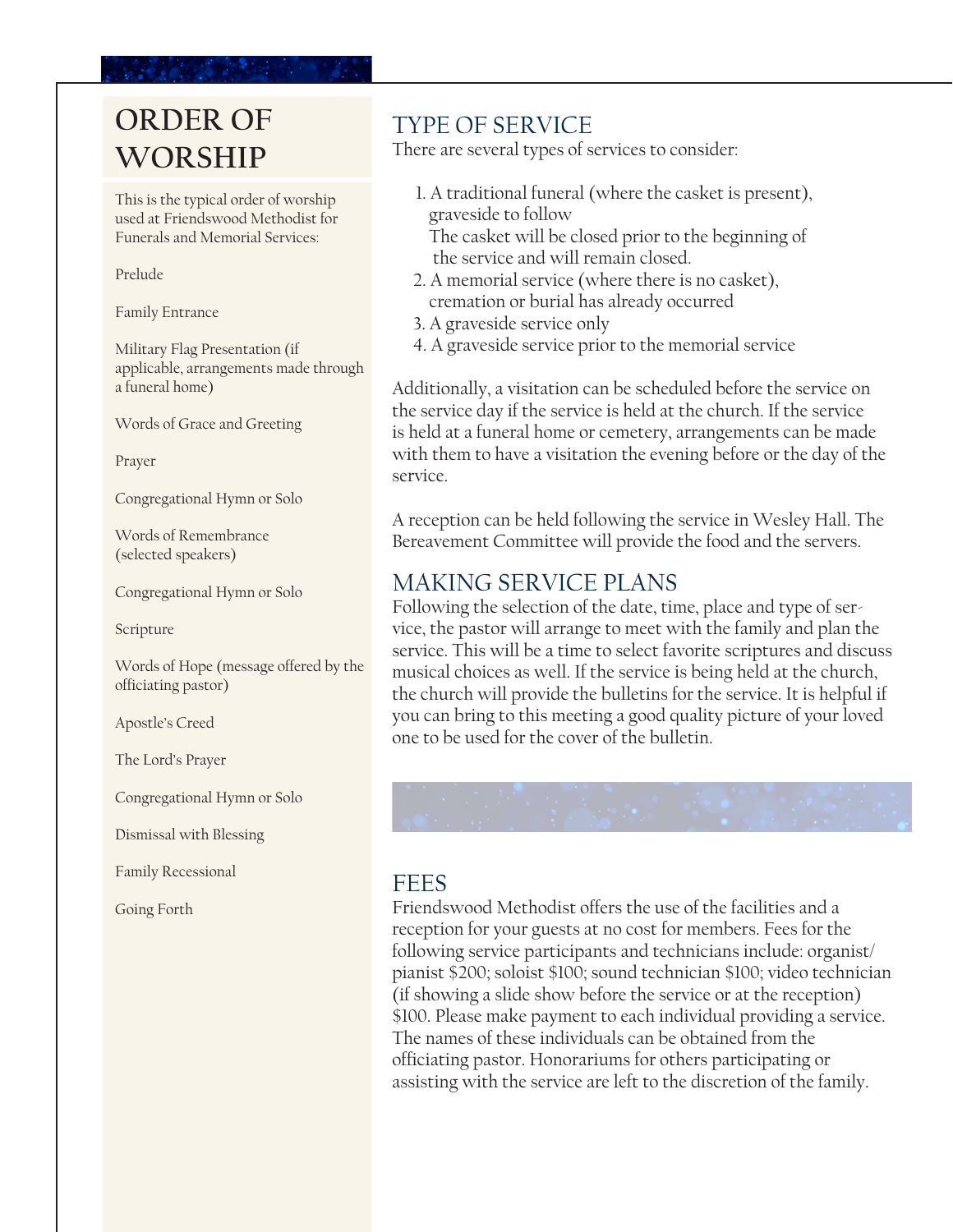# ORDER OF WORSHIP

This is the typical order of worship used at Friendswood Methodist for Funerals and Memorial Services:

Prelude

Family Entrance

Military Flag Presentation (if applicable, arrangements made through a funeral home)

Words of Grace and Greeting

Prayer

Congregational Hymn or Solo

Words of Remembrance (selected speakers)

Congregational Hymn or Solo

Scripture

Words of Hope (message offered by the officiating pastor)

Apostle's Creed

The Lord's Prayer

Congregational Hymn or Solo

Dismissal with Blessing

Family Recessional

Going Forth

## TYPE OF SERVICE

There are several types of services to consider:

1. A traditional funeral (where the casket is present), graveside to follow
   The casket will be closed prior to the beginning of the service and will remain closed.
2. A memorial service (where there is no casket), cremation or burial has already occurred
3. A graveside service only
4. A graveside service prior to the memorial service

Additionally, a visitation can be scheduled before the service on the service day if the service is held at the church. If the service is held at a funeral home or cemetery, arrangements can be made with them to have a visitation the evening before or the day of the service.

A reception can be held following the service in Wesley Hall. The Bereavement Committee will provide the food and the servers.

## MAKING SERVICE PLANS

Following the selection of the date, time, place and type of service, the pastor will arrange to meet with the family and plan the service. This will be a time to select favorite scriptures and discuss musical choices as well. If the service is being held at the church, the church will provide the bulletins for the service. It is helpful if you can bring to this meeting a good quality picture of your loved one to be used for the cover of the bulletin.

## FEES

Friendswood Methodist offers the use of the facilities and a reception for your guests at no cost for members. Fees for the following service participants and technicians include: organist/pianist $200; soloist $100; sound technician $100; video technician (if showing a slide show before the service or at the reception) $100. Please make payment to each individual providing a service. The names of these individuals can be obtained from the officiating pastor. Honorariums for others participating or assisting with the service are left to the discretion of the family.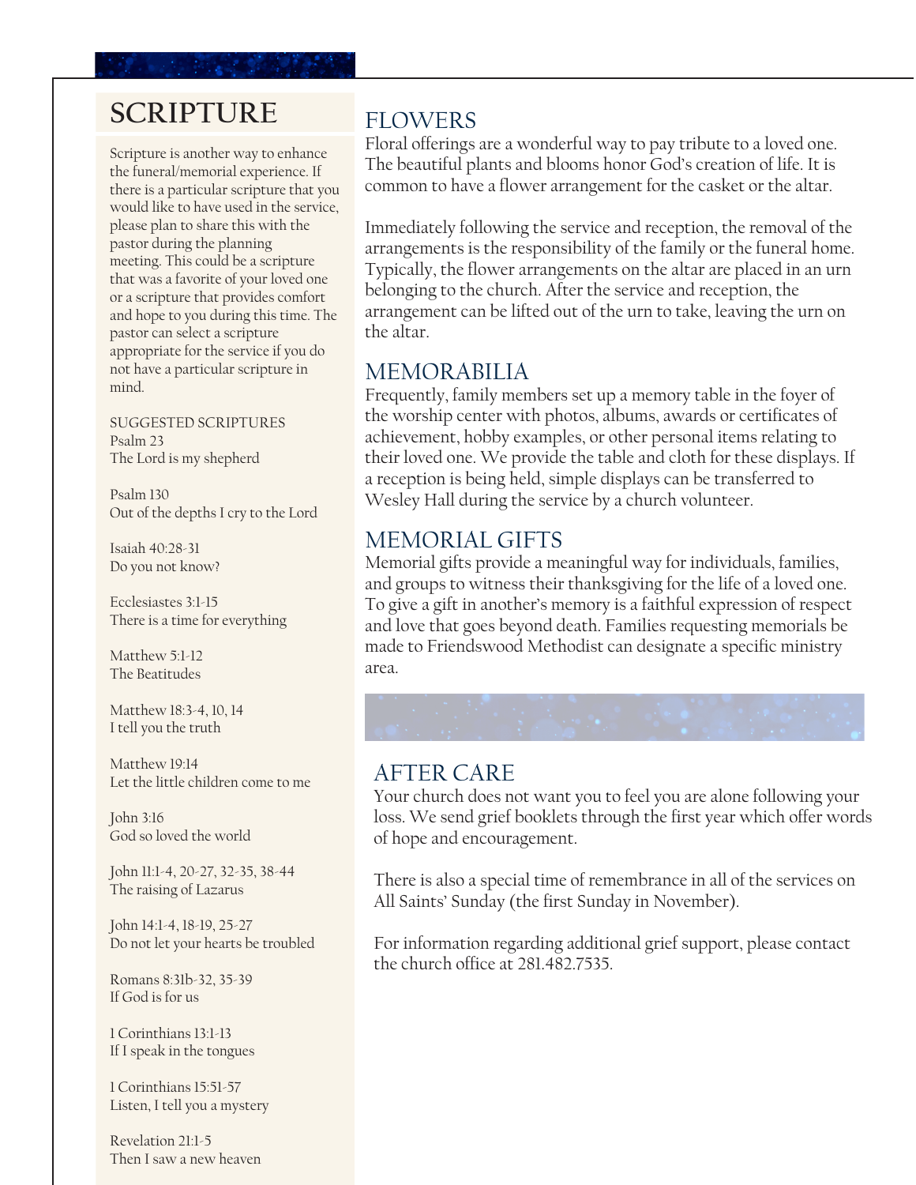## SCRIPTURE

Scripture is another way to enhance the funeral/memorial experience. If there is a particular scripture that you would like to have used in the service, please plan to share this with the pastor during the planning meeting. This could be a scripture that was a favorite of your loved one or a scripture that provides comfort and hope to you during this time. The pastor can select a scripture appropriate for the service if you do not have a particular scripture in mind.

SUGGESTED SCRIPTURES

Psalm 23
The Lord is my shepherd

Psalm 130
Out of the depths I cry to the Lord

Isaiah 40:28-31
Do you not know?

Ecclesiastes 3:1-15
There is a time for everything

Matthew 5:1-12
The Beatitudes

Matthew 18:3-4, 10, 14
I tell you the truth

Matthew 19:14
Let the little children come to me

John 3:16
God so loved the world

John 11:1-4, 20-27, 32-35, 38-44
The raising of Lazarus

John 14:1-4, 18-19, 25-27
Do not let your hearts be troubled

Romans 8:31b-32, 35-39
If God is for us

1 Corinthians 13:1-13
If I speak in the tongues

1 Corinthians 15:51-57
Listen, I tell you a mystery

Revelation 21:1-5
Then I saw a new heaven

## FLOWERS

Floral offerings are a wonderful way to pay tribute to a loved one. The beautiful plants and blooms honor God's creation of life. It is common to have a flower arrangement for the casket or the altar.

Immediately following the service and reception, the removal of the arrangements is the responsibility of the family or the funeral home. Typically, the flower arrangements on the altar are placed in an urn belonging to the church. After the service and reception, the arrangement can be lifted out of the urn to take, leaving the urn on the altar.

## MEMORABILIA

Frequently, family members set up a memory table in the foyer of the worship center with photos, albums, awards or certificates of achievement, hobby examples, or other personal items relating to their loved one. We provide the table and cloth for these displays. If a reception is being held, simple displays can be transferred to Wesley Hall during the service by a church volunteer.

## MEMORIAL GIFTS

Memorial gifts provide a meaningful way for individuals, families, and groups to witness their thanksgiving for the life of a loved one. To give a gift in another's memory is a faithful expression of respect and love that goes beyond death. Families requesting memorials be made to Friendswood Methodist can designate a specific ministry area.

## AFTER CARE

Your church does not want you to feel you are alone following your loss. We send grief booklets through the first year which offer words of hope and encouragement.

There is also a special time of remembrance in all of the services on All Saints' Sunday (the first Sunday in November).

For information regarding additional grief support, please contact the church office at 281.482.7535.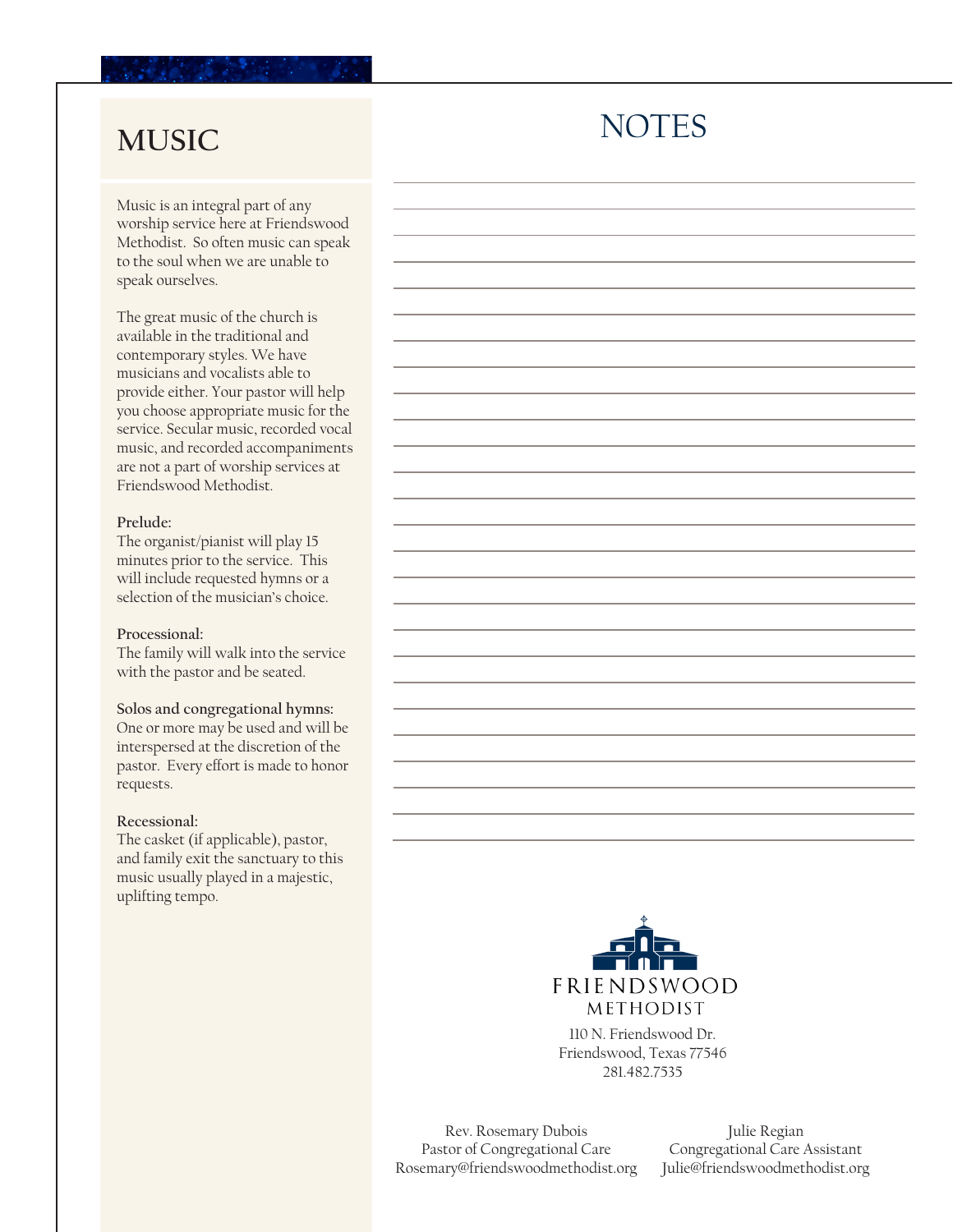## MUSIC

Music is an integral part of any worship service here at Friendswood Methodist. So often music can speak to the soul when we are unable to speak ourselves.

The great music of the church is available in the traditional and contemporary styles. We have musicians and vocalists able to provide either. Your pastor will help you choose appropriate music for the service. Secular music, recorded vocal music, and recorded accompaniments are not a part of worship services at Friendswood Methodist.

**Prelude:**
The organist/pianist will play 15 minutes prior to the service. This will include requested hymns or a selection of the musician's choice.

**Processional:**
The family will walk into the service with the pastor and be seated.

**Solos and congregational hymns:**
One or more may be used and will be interspersed at the discretion of the pastor. Every effort is made to honor requests.

**Recessional:**
The casket (if applicable), pastor, and family exit the sanctuary to this music usually played in a majestic, uplifting tempo.

## NOTES

FRIENDSWOOD METHODIST
110 N. Friendswood Dr.
Friendswood, Texas 77546
281.482.7535

Rev. Rosemary Dubois
Pastor of Congregational Care
Rosemary@friendswoodmethodist.org

Julie Regian
Congregational Care Assistant
Julie@friendswoodmethodist.org